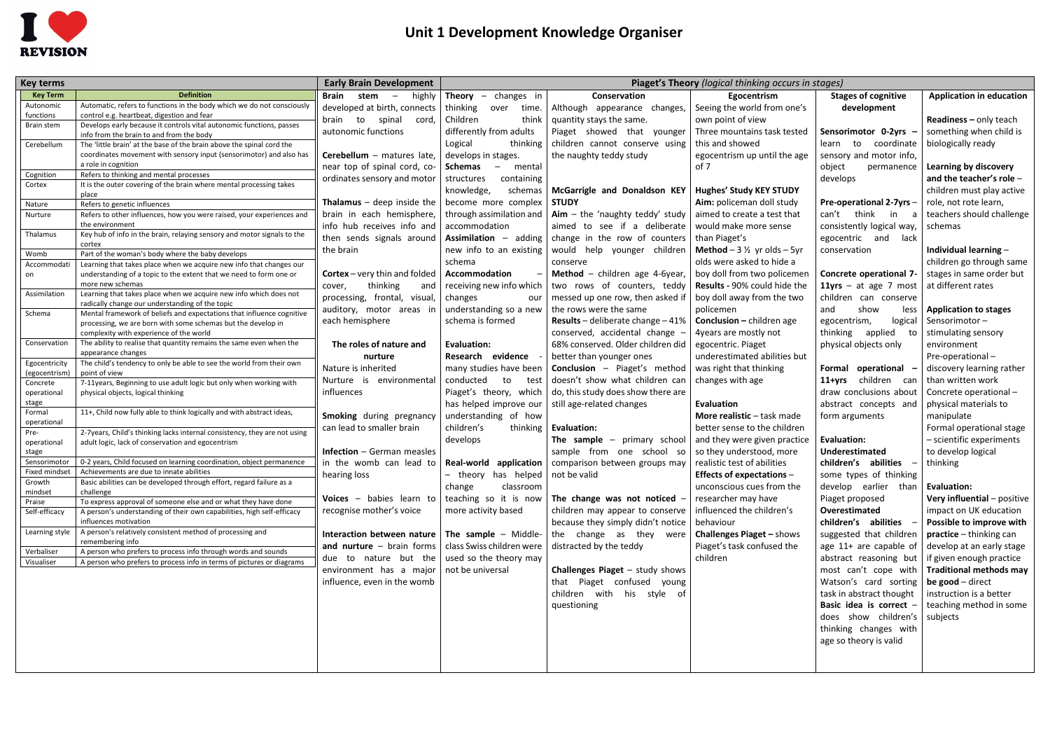# Unit 1 Development Knowledge Organiser

## Key terms

| Key Term | Definition |
|---|---|
| Autonomic functions | Automatic, refers to functions in the body which we do not consciously control e.g. heartbeat, digestion and fear |
| Brain stem | Develops early because it controls vital autonomic functions, passes info from the brain to and from the body |
| Cerebellum | The 'little brain' at the base of the brain above the spinal cord the coordinates movement with sensory input (sensorimotor) and also has a role in cognition |
| Cognition | Refers to thinking and mental processes |
| Cortex | It is the outer covering of the brain where mental processing takes place |
| Nature | Refers to genetic influences |
| Nurture | Refers to other influences, how you were raised, your experiences and the environment |
| Thalamus | Key hub of info in the brain, relaying sensory and motor signals to the cortex |
| Womb | Part of the woman's body where the baby develops |
| Accommodation | Learning that takes place when we acquire new info that changes our understanding of a topic to the extent that we need to form one or more new schemas |
| Assimilation | Learning that takes place when we acquire new info which does not radically change our understanding of the topic |
| Schema | Mental framework of beliefs and expectations that influence cognitive processing, we are born with some schemas but the develop in complexity with experience of the world |
| Conservation | The ability to realise that quantity remains the same even when the appearance changes |
| Egocentricity (egocentrism) | The child's tendency to only be able to see the world from their own point of view |
| Concrete operational stage | 7-11years, Beginning to use adult logic but only when working with physical objects, logical thinking |
| Formal operational | 11+, Child now fully able to think logically and with abstract ideas, |
| Pre-operational stage | 2-7years, Child's thinking lacks internal consistency, they are not using adult logic, lack of conservation and egocentrism |
| Sensorimotor | 0-2 years, Child focused on learning coordination, object permanence |
| Fixed mindset | Achievements are due to innate abilities |
| Growth mindset | Basic abilities can be developed through effort, regard failure as a challenge |
| Praise | To express approval of someone else and or what they have done |
| Self-efficacy | A person's understanding of their own capabilities, high self-efficacy influences motivation |
| Learning style | A person's relatively consistent method of processing and remembering info |
| Verbaliser | A person who prefers to process info through words and sounds |
| Visualiser | A person who prefers to process info in terms of pictures or diagrams |

## Early Brain Development

**Brain stem** – highly developed at birth, connects brain to spinal cord, autonomic functions

**Cerebellum** – matures late, near top of spinal cord, co-ordinates sensory and motor

**Thalamus** – deep inside the brain in each hemisphere, info hub receives info and then sends signals around the brain

**Cortex** – very thin and folded cover, thinking and processing, frontal, visual, auditory, motor areas in each hemisphere

### The roles of nature and nurture

Nature is inherited

Nurture is environmental influences

**Smoking** during pregnancy can lead to smaller brain

**Infection** – German measles in the womb can lead to hearing loss

**Voices** – babies learn to recognise mother's voice

**Interaction between nature and nurture** – brain forms due to nature but the environment has a major influence, even in the womb

## Piaget's Theory *(logical thinking occurs in stages)*

**Theory** – changes in thinking over time. Children think differently from adults

Logical thinking develops in stages.

**Schemas** – mental structures containing knowledge, schemas become more complex through assimilation and accommodation

**Assimilation** – adding new info to an existing schema

**Accommodation** – receiving new info which changes our understanding so a new schema is formed

**Evaluation:**

**Research evidence** - many studies have been conducted to test Piaget's theory, which has helped improve our understanding of how children's thinking develops

**Real-world application** – theory has helped change classroom teaching so it is now more activity based

**The sample** – Middle-class Swiss children were used so the theory may not be universal

### Conservation

Although appearance changes, quantity stays the same.

Piaget showed that younger children cannot conserve using the naughty teddy study

**McGarrigle and Donaldson KEY STUDY**

**Aim** – the 'naughty teddy' study aimed to see if a deliberate change in the row of counters would help younger children conserve

**Method** – children age 4-6year, two rows of counters, teddy messed up one row, then asked if the rows were the same

**Results** – deliberate change – 41% conserved, accidental change – 68% conserved. Older children did better than younger ones

**Conclusion** – Piaget's method doesn't show what children can do, this study does show there are still age-related changes

**Evaluation:**

**The sample** – primary school sample from one school so comparison between groups may not be valid

**The change was not noticed** – children may appear to conserve because they simply didn't notice the change as they were distracted by the teddy

**Challenges Piaget** – study shows that Piaget confused young children with his style of questioning

### Egocentrism

Seeing the world from one's own point of view

Three mountains task tested this and showed egocentrism up until the age of 7

**Hughes' Study KEY STUDY**

**Aim:** policeman doll study aimed to create a test that would make more sense than Piaget's

**Method** – 3 ½ yr olds – 5yr olds were asked to hide a boy doll from two policemen

**Results** - 90% could hide the boy doll away from the two policemen

**Conclusion** – children age 4years are mostly not egocentric. Piaget underestimated abilities but was right that thinking changes with age

**Evaluation**

**More realistic** – task made better sense to the children and they were given practice so they understood, more realistic test of abilities

**Effects of expectations** – unconscious cues from the researcher may have influenced the children's behaviour

**Challenges Piaget** – shows Piaget's task confused the children

### Stages of cognitive development

**Sensorimotor 0-2yrs** – learn to coordinate sensory and motor info, object permanence develops

**Pre-operational 2-7yrs** – can't think in a consistently logical way, egocentric and lack conservation

**Concrete operational 7-11yrs** – at age 7 most children can conserve and show less egocentrism, logical thinking applied to physical objects only

**Formal operational** – **11+yrs** children can draw conclusions about abstract concepts and form arguments

**Evaluation:**

**Underestimated children's abilities** – some types of thinking develop earlier than Piaget proposed

**Overestimated children's abilities** – suggested that children age 11+ are capable of abstract reasoning but most can't cope with Watson's card sorting task in abstract thought

**Basic idea is correct** – does show children's thinking changes with age so theory is valid

### Application in education

**Readiness** – only teach something when child is biologically ready

**Learning by discovery and the teacher's role** – children must play active role, not rote learn, teachers should challenge schemas

**Individual learning** – children go through same stages in same order but at different rates

**Application to stages**

Sensorimotor – stimulating sensory environment

Pre-operational – discovery learning rather than written work

Concrete operational – physical materials to manipulate

Formal operational stage – scientific experiments to develop logical thinking

**Evaluation:**

**Very influential** – positive impact on UK education

**Possible to improve with practice** – thinking can develop at an early stage if given enough practice

**Traditional methods may be good** – direct instruction is a better teaching method in some subjects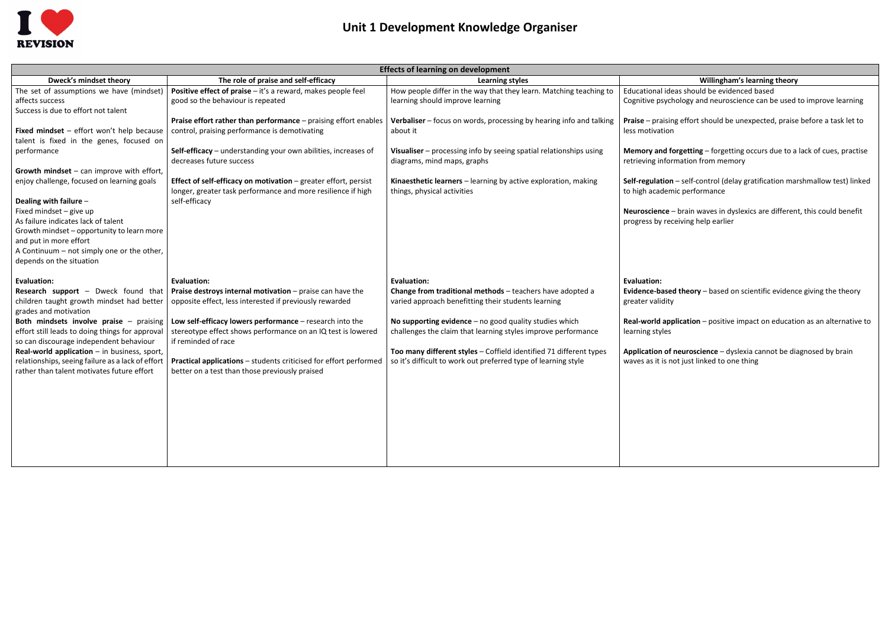# Unit 1 Development Knowledge Organiser

| Effects of learning on development | | | |
|---|---|---|---|
| **Dweck's mindset theory** | **The role of praise and self-efficacy** | **Learning styles** | **Willingham's learning theory** |
| The set of assumptions we have (mindset) affects success<br>Success is due to effort not talent<br><br>**Fixed mindset** – effort won't help because talent is fixed in the genes, focused on performance<br><br>**Growth mindset** – can improve with effort, enjoy challenge, focused on learning goals<br><br>**Dealing with failure** –<br>Fixed mindset – give up<br>As failure indicates lack of talent<br>Growth mindset – opportunity to learn more and put in more effort<br>A Continuum – not simply one or the other, depends on the situation<br><br>**Evaluation:**<br>**Research support** – Dweck found that children taught growth mindset had better grades and motivation<br>**Both mindsets involve praise** – praising effort still leads to doing things for approval so can discourage independent behaviour<br>**Real-world application** – in business, sport, relationships, seeing failure as a lack of effort rather than talent motivates future effort | **Positive effect of praise** – it's a reward, makes people feel good so the behaviour is repeated<br><br>**Praise effort rather than performance** – praising effort enables control, praising performance is demotivating<br><br>**Self-efficacy** – understanding your own abilities, increases of decreases future success<br><br>**Effect of self-efficacy on motivation** – greater effort, persist longer, greater task performance and more resilience if high self-efficacy<br><br>**Evaluation:**<br>**Praise destroys internal motivation** – praise can have the opposite effect, less interested if previously rewarded<br><br>**Low self-efficacy lowers performance** – research into the stereotype effect shows performance on an IQ test is lowered if reminded of race<br><br>**Practical applications** – students criticised for effort performed better on a test than those previously praised | How people differ in the way that they learn. Matching teaching to learning should improve learning<br><br>**Verbaliser** – focus on words, processing by hearing info and talking about it<br><br>**Visualiser** – processing info by seeing spatial relationships using diagrams, mind maps, graphs<br><br>**Kinaesthetic learners** – learning by active exploration, making things, physical activities<br><br>**Evaluation:**<br>**Change from traditional methods** – teachers have adopted a varied approach benefitting their students learning<br><br>**No supporting evidence** – no good quality studies which challenges the claim that learning styles improve performance<br><br>**Too many different styles** – Coffield identified 71 different types so it's difficult to work out preferred type of learning style | Educational ideas should be evidenced based<br>Cognitive psychology and neuroscience can be used to improve learning<br><br>**Praise** – praising effort should be unexpected, praise before a task let to less motivation<br><br>**Memory and forgetting** – forgetting occurs due to a lack of cues, practise retrieving information from memory<br><br>**Self-regulation** – self-control (delay gratification marshmallow test) linked to high academic performance<br><br>**Neuroscience** – brain waves in dyslexics are different, this could benefit progress by receiving help earlier<br><br>**Evaluation:**<br>**Evidence-based theory** – based on scientific evidence giving the theory greater validity<br><br>**Real-world application** – positive impact on education as an alternative to learning styles<br><br>**Application of neuroscience** – dyslexia cannot be diagnosed by brain waves as it is not just linked to one thing |